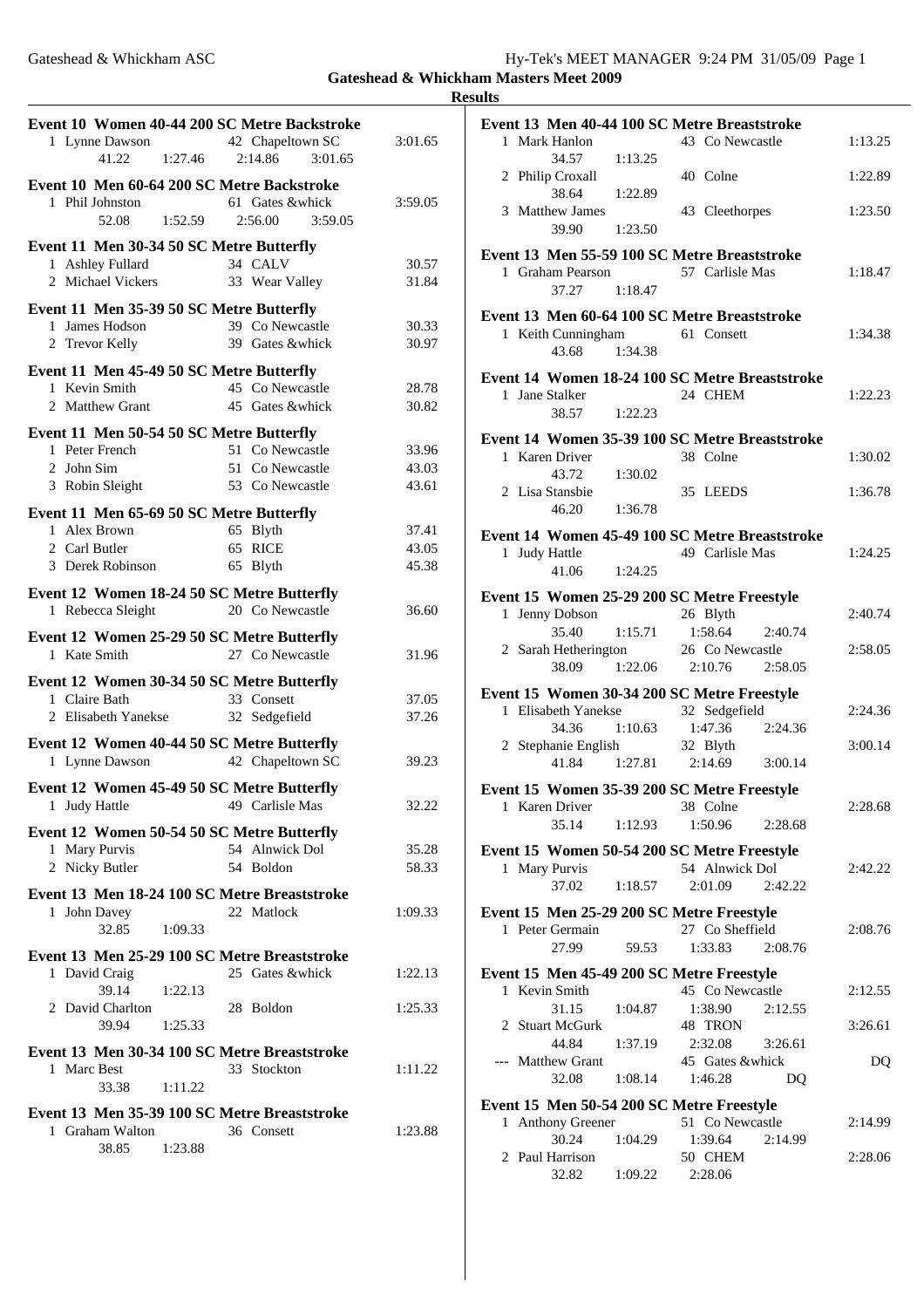# Gateshead & Whickham Masters Meet 2009

## Results

### Event 10 Women 40-44 200 SC Metre Backstroke

1 Lynne Dawson 42 Chapeltown SC 3:01.65
41.22 1:27.46 2:14.86 3:01.65

### Event 10 Men 60-64 200 SC Metre Backstroke

1 Phil Johnston 61 Gates &whick 3:59.05
52.08 1:52.59 2:56.00 3:59.05

### Event 11 Men 30-34 50 SC Metre Butterfly

1 Ashley Fullard 34 CALV 30.57
2 Michael Vickers 33 Wear Valley 31.84

### Event 11 Men 35-39 50 SC Metre Butterfly

1 James Hodson 39 Co Newcastle 30.33
2 Trevor Kelly 39 Gates &whick 30.97

### Event 11 Men 45-49 50 SC Metre Butterfly

1 Kevin Smith 45 Co Newcastle 28.78
2 Matthew Grant 45 Gates &whick 30.82

### Event 11 Men 50-54 50 SC Metre Butterfly

1 Peter French 51 Co Newcastle 33.96
2 John Sim 51 Co Newcastle 43.03
3 Robin Sleight 53 Co Newcastle 43.61

### Event 11 Men 65-69 50 SC Metre Butterfly

1 Alex Brown 65 Blyth 37.41
2 Carl Butler 65 RICE 43.05
3 Derek Robinson 65 Blyth 45.38

### Event 12 Women 18-24 50 SC Metre Butterfly

1 Rebecca Sleight 20 Co Newcastle 36.60

### Event 12 Women 25-29 50 SC Metre Butterfly

1 Kate Smith 27 Co Newcastle 31.96

### Event 12 Women 30-34 50 SC Metre Butterfly

1 Claire Bath 33 Consett 37.05
2 Elisabeth Yanekse 32 Sedgefield 37.26

### Event 12 Women 40-44 50 SC Metre Butterfly

1 Lynne Dawson 42 Chapeltown SC 39.23

### Event 12 Women 45-49 50 SC Metre Butterfly

1 Judy Hattle 49 Carlisle Mas 32.22

### Event 12 Women 50-54 50 SC Metre Butterfly

1 Mary Purvis 54 Alnwick Dol 35.28
2 Nicky Butler 54 Boldon 58.33

### Event 13 Men 18-24 100 SC Metre Breaststroke

1 John Davey 22 Matlock 1:09.33
32.85 1:09.33

### Event 13 Men 25-29 100 SC Metre Breaststroke

1 David Craig 25 Gates &whick 1:22.13
39.14 1:22.13
2 David Charlton 28 Boldon 1:25.33
39.94 1:25.33

### Event 13 Men 30-34 100 SC Metre Breaststroke

1 Marc Best 33 Stockton 1:11.22
33.38 1:11.22

### Event 13 Men 35-39 100 SC Metre Breaststroke

1 Graham Walton 36 Consett 1:23.88
38.85 1:23.88

### Event 13 Men 40-44 100 SC Metre Breaststroke

1 Mark Hanlon 43 Co Newcastle 1:13.25
34.57 1:13.25
2 Philip Croxall 40 Colne 1:22.89
38.64 1:22.89
3 Matthew James 43 Cleethorpes 1:23.50
39.90 1:23.50

### Event 13 Men 55-59 100 SC Metre Breaststroke

1 Graham Pearson 57 Carlisle Mas 1:18.47
37.27 1:18.47

### Event 13 Men 60-64 100 SC Metre Breaststroke

1 Keith Cunningham 61 Consett 1:34.38
43.68 1:34.38

### Event 14 Women 18-24 100 SC Metre Breaststroke

1 Jane Stalker 24 CHEM 1:22.23
38.57 1:22.23

### Event 14 Women 35-39 100 SC Metre Breaststroke

1 Karen Driver 38 Colne 1:30.02
43.72 1:30.02
2 Lisa Stansbie 35 LEEDS 1:36.78
46.20 1:36.78

### Event 14 Women 45-49 100 SC Metre Breaststroke

1 Judy Hattle 49 Carlisle Mas 1:24.25
41.06 1:24.25

### Event 15 Women 25-29 200 SC Metre Freestyle

1 Jenny Dobson 26 Blyth 2:40.74
35.40 1:15.71 1:58.64 2:40.74
2 Sarah Hetherington 26 Co Newcastle 2:58.05
38.09 1:22.06 2:10.76 2:58.05

### Event 15 Women 30-34 200 SC Metre Freestyle

1 Elisabeth Yanekse 32 Sedgefield 2:24.36
34.36 1:10.63 1:47.36 2:24.36
2 Stephanie English 32 Blyth 3:00.14
41.84 1:27.81 2:14.69 3:00.14

### Event 15 Women 35-39 200 SC Metre Freestyle

1 Karen Driver 38 Colne 2:28.68
35.14 1:12.93 1:50.96 2:28.68

### Event 15 Women 50-54 200 SC Metre Freestyle

1 Mary Purvis 54 Alnwick Dol 2:42.22
37.02 1:18.57 2:01.09 2:42.22

### Event 15 Men 25-29 200 SC Metre Freestyle

1 Peter Germain 27 Co Sheffield 2:08.76
27.99 59.53 1:33.83 2:08.76

### Event 15 Men 45-49 200 SC Metre Freestyle

1 Kevin Smith 45 Co Newcastle 2:12.55
31.15 1:04.87 1:38.90 2:12.55
2 Stuart McGurk 48 TRON 3:26.61
44.84 1:37.19 2:32.08 3:26.61
--- Matthew Grant 45 Gates &whick DQ
32.08 1:08.14 1:46.28 DQ

### Event 15 Men 50-54 200 SC Metre Freestyle

1 Anthony Greener 51 Co Newcastle 2:14.99
30.24 1:04.29 1:39.64 2:14.99
2 Paul Harrison 50 CHEM 2:28.06
32.82 1:09.22 2:28.06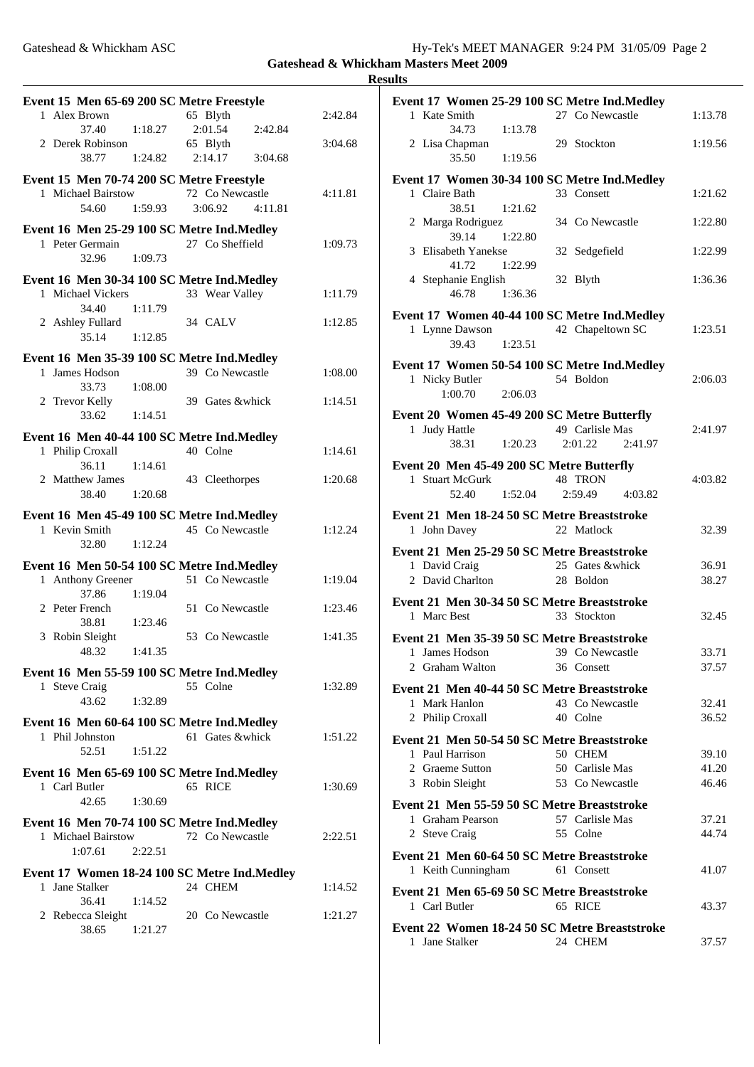**Gateshead & Whickham Masters Meet 2009**

**Results**

### Event 15 Men 65-69 200 SC Metre Freestyle

| | Name | Age | Team | Finals Time |
|---|---|---|---|---|
| 1 | Alex Brown | 65 | Blyth | 2:42.84 |
| | 37.40 | 1:18.27 | 2:01.54 | 2:42.84 |
| 2 | Derek Robinson | 65 | Blyth | 3:04.68 |
| | 38.77 | 1:24.82 | 2:14.17 | 3:04.68 |

### Event 15 Men 70-74 200 SC Metre Freestyle

| | Name | Age | Team | Finals Time |
|---|---|---|---|---|
| 1 | Michael Bairstow | 72 | Co Newcastle | 4:11.81 |
| | 54.60 | 1:59.93 | 3:06.92 | 4:11.81 |

### Event 16 Men 25-29 100 SC Metre Ind.Medley

| | Name | Age | Team | Finals Time |
|---|---|---|---|---|
| 1 | Peter Germain | 27 | Co Sheffield | 1:09.73 |
| | 32.96 | 1:09.73 | | |

### Event 16 Men 30-34 100 SC Metre Ind.Medley

| | Name | Age | Team | Finals Time |
|---|---|---|---|---|
| 1 | Michael Vickers | 33 | Wear Valley | 1:11.79 |
| | 34.40 | 1:11.79 | | |
| 2 | Ashley Fullard | 34 | CALV | 1:12.85 |
| | 35.14 | 1:12.85 | | |

### Event 16 Men 35-39 100 SC Metre Ind.Medley

| | Name | Age | Team | Finals Time |
|---|---|---|---|---|
| 1 | James Hodson | 39 | Co Newcastle | 1:08.00 |
| | 33.73 | 1:08.00 | | |
| 2 | Trevor Kelly | 39 | Gates &whick | 1:14.51 |
| | 33.62 | 1:14.51 | | |

### Event 16 Men 40-44 100 SC Metre Ind.Medley

| | Name | Age | Team | Finals Time |
|---|---|---|---|---|
| 1 | Philip Croxall | 40 | Colne | 1:14.61 |
| | 36.11 | 1:14.61 | | |
| 2 | Matthew James | 43 | Cleethorpes | 1:20.68 |
| | 38.40 | 1:20.68 | | |

### Event 16 Men 45-49 100 SC Metre Ind.Medley

| | Name | Age | Team | Finals Time |
|---|---|---|---|---|
| 1 | Kevin Smith | 45 | Co Newcastle | 1:12.24 |
| | 32.80 | 1:12.24 | | |

### Event 16 Men 50-54 100 SC Metre Ind.Medley

| | Name | Age | Team | Finals Time |
|---|---|---|---|---|
| 1 | Anthony Greener | 51 | Co Newcastle | 1:19.04 |
| | 37.86 | 1:19.04 | | |
| 2 | Peter French | 51 | Co Newcastle | 1:23.46 |
| | 38.81 | 1:23.46 | | |
| 3 | Robin Sleight | 53 | Co Newcastle | 1:41.35 |
| | 48.32 | 1:41.35 | | |

### Event 16 Men 55-59 100 SC Metre Ind.Medley

| | Name | Age | Team | Finals Time |
|---|---|---|---|---|
| 1 | Steve Craig | 55 | Colne | 1:32.89 |
| | 43.62 | 1:32.89 | | |

### Event 16 Men 60-64 100 SC Metre Ind.Medley

| | Name | Age | Team | Finals Time |
|---|---|---|---|---|
| 1 | Phil Johnston | 61 | Gates &whick | 1:51.22 |
| | 52.51 | 1:51.22 | | |

### Event 16 Men 65-69 100 SC Metre Ind.Medley

| | Name | Age | Team | Finals Time |
|---|---|---|---|---|
| 1 | Carl Butler | 65 | RICE | 1:30.69 |
| | 42.65 | 1:30.69 | | |

### Event 16 Men 70-74 100 SC Metre Ind.Medley

| | Name | Age | Team | Finals Time |
|---|---|---|---|---|
| 1 | Michael Bairstow | 72 | Co Newcastle | 2:22.51 |
| | 1:07.61 | 2:22.51 | | |

### Event 17 Women 18-24 100 SC Metre Ind.Medley

| | Name | Age | Team | Finals Time |
|---|---|---|---|---|
| 1 | Jane Stalker | 24 | CHEM | 1:14.52 |
| | 36.41 | 1:14.52 | | |
| 2 | Rebecca Sleight | 20 | Co Newcastle | 1:21.27 |
| | 38.65 | 1:21.27 | | |

### Event 17 Women 25-29 100 SC Metre Ind.Medley

| | Name | Age | Team | Finals Time |
|---|---|---|---|---|
| 1 | Kate Smith | 27 | Co Newcastle | 1:13.78 |
| | 34.73 | 1:13.78 | | |
| 2 | Lisa Chapman | 29 | Stockton | 1:19.56 |
| | 35.50 | 1:19.56 | | |

### Event 17 Women 30-34 100 SC Metre Ind.Medley

| | Name | Age | Team | Finals Time |
|---|---|---|---|---|
| 1 | Claire Bath | 33 | Consett | 1:21.62 |
| | 38.51 | 1:21.62 | | |
| 2 | Marga Rodriguez | 34 | Co Newcastle | 1:22.80 |
| | 39.14 | 1:22.80 | | |
| 3 | Elisabeth Yanekse | 32 | Sedgefield | 1:22.99 |
| | 41.72 | 1:22.99 | | |
| 4 | Stephanie English | 32 | Blyth | 1:36.36 |
| | 46.78 | 1:36.36 | | |

### Event 17 Women 40-44 100 SC Metre Ind.Medley

| | Name | Age | Team | Finals Time |
|---|---|---|---|---|
| 1 | Lynne Dawson | 42 | Chapeltown SC | 1:23.51 |
| | 39.43 | 1:23.51 | | |

### Event 17 Women 50-54 100 SC Metre Ind.Medley

| | Name | Age | Team | Finals Time |
|---|---|---|---|---|
| 1 | Nicky Butler | 54 | Boldon | 2:06.03 |
| | 1:00.70 | 2:06.03 | | |

### Event 20 Women 45-49 200 SC Metre Butterfly

| | Name | Age | Team | Finals Time |
|---|---|---|---|---|
| 1 | Judy Hattle | 49 | Carlisle Mas | 2:41.97 |
| | 38.31 | 1:20.23 | 2:01.22 | 2:41.97 |

### Event 20 Men 45-49 200 SC Metre Butterfly

| | Name | Age | Team | Finals Time |
|---|---|---|---|---|
| 1 | Stuart McGurk | 48 | TRON | 4:03.82 |
| | 52.40 | 1:52.04 | 2:59.49 | 4:03.82 |

### Event 21 Men 18-24 50 SC Metre Breaststroke

| | Name | Age | Team | Finals Time |
|---|---|---|---|---|
| 1 | John Davey | 22 | Matlock | 32.39 |

### Event 21 Men 25-29 50 SC Metre Breaststroke

| | Name | Age | Team | Finals Time |
|---|---|---|---|---|
| 1 | David Craig | 25 | Gates &whick | 36.91 |
| 2 | David Charlton | 28 | Boldon | 38.27 |

### Event 21 Men 30-34 50 SC Metre Breaststroke

| | Name | Age | Team | Finals Time |
|---|---|---|---|---|
| 1 | Marc Best | 33 | Stockton | 32.45 |

### Event 21 Men 35-39 50 SC Metre Breaststroke

| | Name | Age | Team | Finals Time |
|---|---|---|---|---|
| 1 | James Hodson | 39 | Co Newcastle | 33.71 |
| 2 | Graham Walton | 36 | Consett | 37.57 |

### Event 21 Men 40-44 50 SC Metre Breaststroke

| | Name | Age | Team | Finals Time |
|---|---|---|---|---|
| 1 | Mark Hanlon | 43 | Co Newcastle | 32.41 |
| 2 | Philip Croxall | 40 | Colne | 36.52 |

### Event 21 Men 50-54 50 SC Metre Breaststroke

| | Name | Age | Team | Finals Time |
|---|---|---|---|---|
| 1 | Paul Harrison | 50 | CHEM | 39.10 |
| 2 | Graeme Sutton | 50 | Carlisle Mas | 41.20 |
| 3 | Robin Sleight | 53 | Co Newcastle | 46.46 |

### Event 21 Men 55-59 50 SC Metre Breaststroke

| | Name | Age | Team | Finals Time |
|---|---|---|---|---|
| 1 | Graham Pearson | 57 | Carlisle Mas | 37.21 |
| 2 | Steve Craig | 55 | Colne | 44.74 |

### Event 21 Men 60-64 50 SC Metre Breaststroke

| | Name | Age | Team | Finals Time |
|---|---|---|---|---|
| 1 | Keith Cunningham | 61 | Consett | 41.07 |

### Event 21 Men 65-69 50 SC Metre Breaststroke

| | Name | Age | Team | Finals Time |
|---|---|---|---|---|
| 1 | Carl Butler | 65 | RICE | 43.37 |

### Event 22 Women 18-24 50 SC Metre Breaststroke

| | Name | Age | Team | Finals Time |
|---|---|---|---|---|
| 1 | Jane Stalker | 24 | CHEM | 37.57 |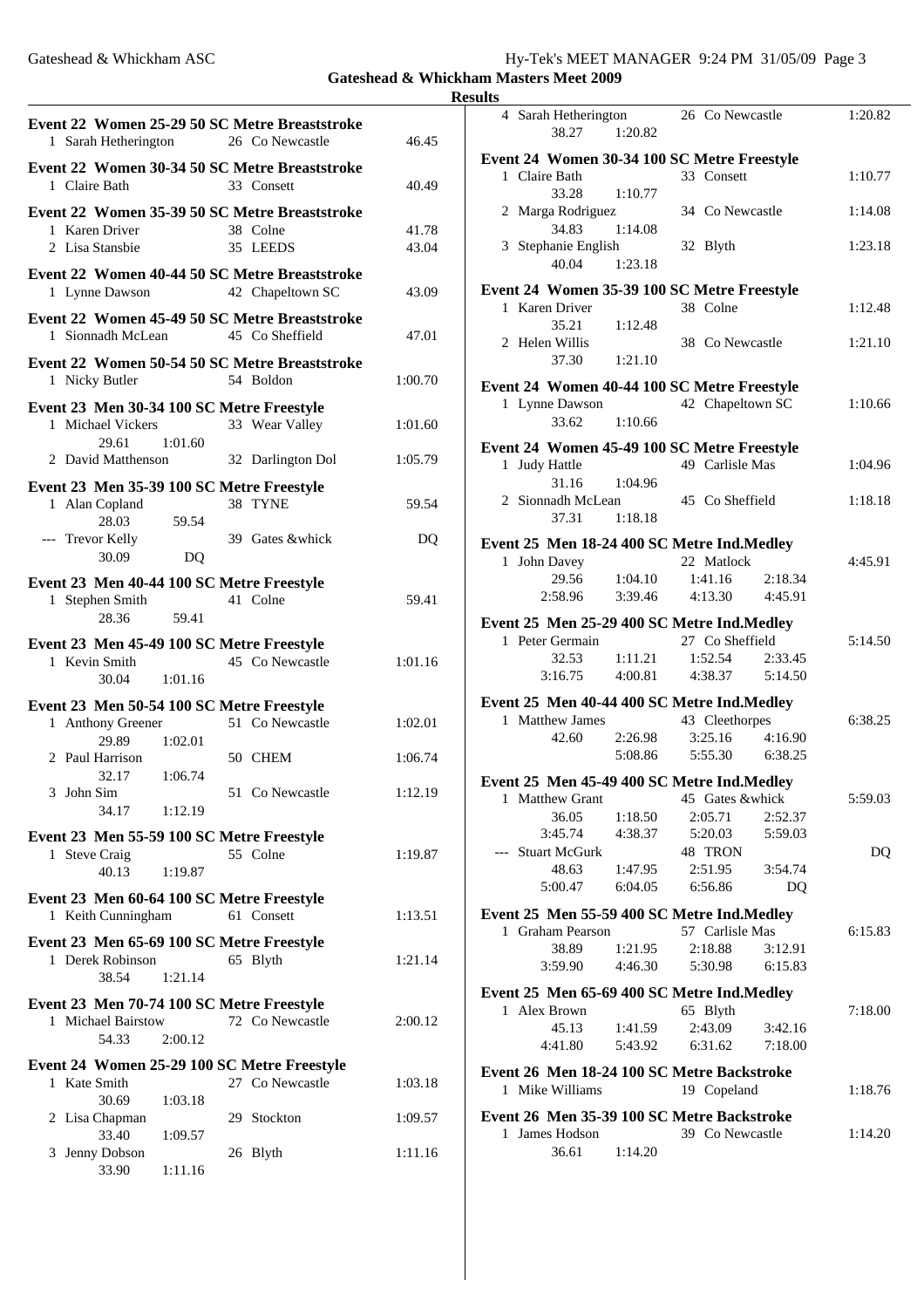## Gateshead & Whickham Masters Meet 2009

### Results

**Event 22 Women 25-29 50 SC Metre Breaststroke**

| | Name | Age | Team | Time |
|---|---|---|---|---|
| 1 | Sarah Hetherington | 26 | Co Newcastle | 46.45 |

**Event 22 Women 30-34 50 SC Metre Breaststroke**

| | Name | Age | Team | Time |
|---|---|---|---|---|
| 1 | Claire Bath | 33 | Consett | 40.49 |

**Event 22 Women 35-39 50 SC Metre Breaststroke**

| | Name | Age | Team | Time |
|---|---|---|---|---|
| 1 | Karen Driver | 38 | Colne | 41.78 |
| 2 | Lisa Stansbie | 35 | LEEDS | 43.04 |

**Event 22 Women 40-44 50 SC Metre Breaststroke**

| | Name | Age | Team | Time |
|---|---|---|---|---|
| 1 | Lynne Dawson | 42 | Chapeltown SC | 43.09 |

**Event 22 Women 45-49 50 SC Metre Breaststroke**

| | Name | Age | Team | Time |
|---|---|---|---|---|
| 1 | Sionnadh McLean | 45 | Co Sheffield | 47.01 |

**Event 22 Women 50-54 50 SC Metre Breaststroke**

| | Name | Age | Team | Time |
|---|---|---|---|---|
| 1 | Nicky Butler | 54 | Boldon | 1:00.70 |

**Event 23 Men 30-34 100 SC Metre Freestyle**

| | Name | Age | Team | Time |
|---|---|---|---|---|
| 1 | Michael Vickers | 33 | Wear Valley | 1:01.60 |
| | 29.61 1:01.60 | | | |
| 2 | David Matthenson | 32 | Darlington Dol | 1:05.79 |

**Event 23 Men 35-39 100 SC Metre Freestyle**

| | Name | Age | Team | Time |
|---|---|---|---|---|
| 1 | Alan Copland | 38 | TYNE | 59.54 |
| | 28.03 59.54 | | | |
| --- | Trevor Kelly | 39 | Gates &whick | DQ |
| | 30.09 DQ | | | |

**Event 23 Men 40-44 100 SC Metre Freestyle**

| | Name | Age | Team | Time |
|---|---|---|---|---|
| 1 | Stephen Smith | 41 | Colne | 59.41 |
| | 28.36 59.41 | | | |

**Event 23 Men 45-49 100 SC Metre Freestyle**

| | Name | Age | Team | Time |
|---|---|---|---|---|
| 1 | Kevin Smith | 45 | Co Newcastle | 1:01.16 |
| | 30.04 1:01.16 | | | |

**Event 23 Men 50-54 100 SC Metre Freestyle**

| | Name | Age | Team | Time |
|---|---|---|---|---|
| 1 | Anthony Greener | 51 | Co Newcastle | 1:02.01 |
| | 29.89 1:02.01 | | | |
| 2 | Paul Harrison | 50 | CHEM | 1:06.74 |
| | 32.17 1:06.74 | | | |
| 3 | John Sim | 51 | Co Newcastle | 1:12.19 |
| | 34.17 1:12.19 | | | |

**Event 23 Men 55-59 100 SC Metre Freestyle**

| | Name | Age | Team | Time |
|---|---|---|---|---|
| 1 | Steve Craig | 55 | Colne | 1:19.87 |
| | 40.13 1:19.87 | | | |

**Event 23 Men 60-64 100 SC Metre Freestyle**

| | Name | Age | Team | Time |
|---|---|---|---|---|
| 1 | Keith Cunningham | 61 | Consett | 1:13.51 |

**Event 23 Men 65-69 100 SC Metre Freestyle**

| | Name | Age | Team | Time |
|---|---|---|---|---|
| 1 | Derek Robinson | 65 | Blyth | 1:21.14 |
| | 38.54 1:21.14 | | | |

**Event 23 Men 70-74 100 SC Metre Freestyle**

| | Name | Age | Team | Time |
|---|---|---|---|---|
| 1 | Michael Bairstow | 72 | Co Newcastle | 2:00.12 |
| | 54.33 2:00.12 | | | |

**Event 24 Women 25-29 100 SC Metre Freestyle**

| | Name | Age | Team | Time |
|---|---|---|---|---|
| 1 | Kate Smith | 27 | Co Newcastle | 1:03.18 |
| | 30.69 1:03.18 | | | |
| 2 | Lisa Chapman | 29 | Stockton | 1:09.57 |
| | 33.40 1:09.57 | | | |
| 3 | Jenny Dobson | 26 | Blyth | 1:11.16 |
| | 33.90 1:11.16 | | | |
| 4 | Sarah Hetherington | 26 | Co Newcastle | 1:20.82 |
| | 38.27 1:20.82 | | | |

**Event 24 Women 30-34 100 SC Metre Freestyle**

| | Name | Age | Team | Time |
|---|---|---|---|---|
| 1 | Claire Bath | 33 | Consett | 1:10.77 |
| | 33.28 1:10.77 | | | |
| 2 | Marga Rodriguez | 34 | Co Newcastle | 1:14.08 |
| | 34.83 1:14.08 | | | |
| 3 | Stephanie English | 32 | Blyth | 1:23.18 |
| | 40.04 1:23.18 | | | |

**Event 24 Women 35-39 100 SC Metre Freestyle**

| | Name | Age | Team | Time |
|---|---|---|---|---|
| 1 | Karen Driver | 38 | Colne | 1:12.48 |
| | 35.21 1:12.48 | | | |
| 2 | Helen Willis | 38 | Co Newcastle | 1:21.10 |
| | 37.30 1:21.10 | | | |

**Event 24 Women 40-44 100 SC Metre Freestyle**

| | Name | Age | Team | Time |
|---|---|---|---|---|
| 1 | Lynne Dawson | 42 | Chapeltown SC | 1:10.66 |
| | 33.62 1:10.66 | | | |

**Event 24 Women 45-49 100 SC Metre Freestyle**

| | Name | Age | Team | Time |
|---|---|---|---|---|
| 1 | Judy Hattle | 49 | Carlisle Mas | 1:04.96 |
| | 31.16 1:04.96 | | | |
| 2 | Sionnadh McLean | 45 | Co Sheffield | 1:18.18 |
| | 37.31 1:18.18 | | | |

**Event 25 Men 18-24 400 SC Metre Ind.Medley**

| | Name | Age | Team | Time |
|---|---|---|---|---|
| 1 | John Davey | 22 | Matlock | 4:45.91 |
| | 29.56 1:04.10 1:41.16 2:18.34 | | | |
| | 2:58.96 3:39.46 4:13.30 4:45.91 | | | |

**Event 25 Men 25-29 400 SC Metre Ind.Medley**

| | Name | Age | Team | Time |
|---|---|---|---|---|
| 1 | Peter Germain | 27 | Co Sheffield | 5:14.50 |
| | 32.53 1:11.21 1:52.54 2:33.45 | | | |
| | 3:16.75 4:00.81 4:38.37 5:14.50 | | | |

**Event 25 Men 40-44 400 SC Metre Ind.Medley**

| | Name | Age | Team | Time |
|---|---|---|---|---|
| 1 | Matthew James | 43 | Cleethorpes | 6:38.25 |
| | 42.60 2:26.98 3:25.16 4:16.90 | | | |
| | 5:08.86 5:55.30 6:38.25 | | | |

**Event 25 Men 45-49 400 SC Metre Ind.Medley**

| | Name | Age | Team | Time |
|---|---|---|---|---|
| 1 | Matthew Grant | 45 | Gates &whick | 5:59.03 |
| | 36.05 1:18.50 2:05.71 2:52.37 | | | |
| | 3:45.74 4:38.37 5:20.03 5:59.03 | | | |
| --- | Stuart McGurk | 48 | TRON | DQ |
| | 48.63 1:47.95 2:51.95 3:54.74 | | | |
| | 5:00.47 6:04.05 6:56.86 DQ | | | |

**Event 25 Men 55-59 400 SC Metre Ind.Medley**

| | Name | Age | Team | Time |
|---|---|---|---|---|
| 1 | Graham Pearson | 57 | Carlisle Mas | 6:15.83 |
| | 38.89 1:21.95 2:18.88 3:12.91 | | | |
| | 3:59.90 4:46.30 5:30.98 6:15.83 | | | |

**Event 25 Men 65-69 400 SC Metre Ind.Medley**

| | Name | Age | Team | Time |
|---|---|---|---|---|
| 1 | Alex Brown | 65 | Blyth | 7:18.00 |
| | 45.13 1:41.59 2:43.09 3:42.16 | | | |
| | 4:41.80 5:43.92 6:31.62 7:18.00 | | | |

**Event 26 Men 18-24 100 SC Metre Backstroke**

| | Name | Age | Team | Time |
|---|---|---|---|---|
| 1 | Mike Williams | 19 | Copeland | 1:18.76 |

**Event 26 Men 35-39 100 SC Metre Backstroke**

| | Name | Age | Team | Time |
|---|---|---|---|---|
| 1 | James Hodson | 39 | Co Newcastle | 1:14.20 |
| | 36.61 1:14.20 | | | |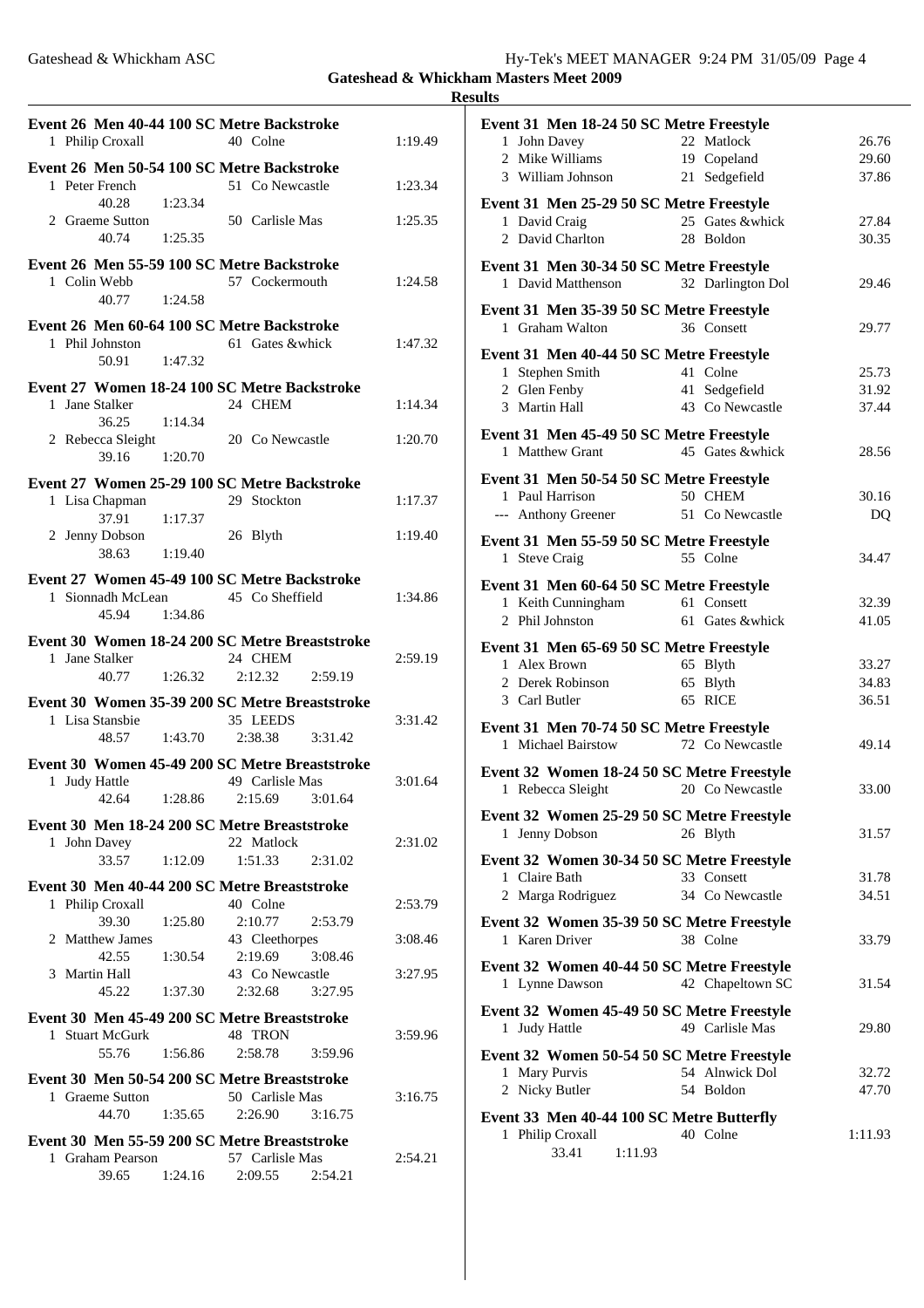**Gateshead & Whickham Masters Meet 2009**

**Results**

**Event 26 Men 40-44 100 SC Metre Backstroke**

| | Name | Age | Team | Time |
|---|---|---|---|---|
| 1 | Philip Croxall | 40 | Colne | 1:19.49 |

**Event 26 Men 50-54 100 SC Metre Backstroke**

| | Name | Age | Team | Time |
|---|---|---|---|---|
| 1 | Peter French | 51 | Co Newcastle | 1:23.34 |
| | 40.28 1:23.34 | | | |
| 2 | Graeme Sutton | 50 | Carlisle Mas | 1:25.35 |
| | 40.74 1:25.35 | | | |

**Event 26 Men 55-59 100 SC Metre Backstroke**

| | Name | Age | Team | Time |
|---|---|---|---|---|
| 1 | Colin Webb | 57 | Cockermouth | 1:24.58 |
| | 40.77 1:24.58 | | | |

**Event 26 Men 60-64 100 SC Metre Backstroke**

| | Name | Age | Team | Time |
|---|---|---|---|---|
| 1 | Phil Johnston | 61 | Gates &whick | 1:47.32 |
| | 50.91 1:47.32 | | | |

**Event 27 Women 18-24 100 SC Metre Backstroke**

| | Name | Age | Team | Time |
|---|---|---|---|---|
| 1 | Jane Stalker | 24 | CHEM | 1:14.34 |
| | 36.25 1:14.34 | | | |
| 2 | Rebecca Sleight | 20 | Co Newcastle | 1:20.70 |
| | 39.16 1:20.70 | | | |

**Event 27 Women 25-29 100 SC Metre Backstroke**

| | Name | Age | Team | Time |
|---|---|---|---|---|
| 1 | Lisa Chapman | 29 | Stockton | 1:17.37 |
| | 37.91 1:17.37 | | | |
| 2 | Jenny Dobson | 26 | Blyth | 1:19.40 |
| | 38.63 1:19.40 | | | |

**Event 27 Women 45-49 100 SC Metre Backstroke**

| | Name | Age | Team | Time |
|---|---|---|---|---|
| 1 | Sionnadh McLean | 45 | Co Sheffield | 1:34.86 |
| | 45.94 1:34.86 | | | |

**Event 30 Women 18-24 200 SC Metre Breaststroke**

| | Name | Age | Team | Time |
|---|---|---|---|---|
| 1 | Jane Stalker | 24 | CHEM | 2:59.19 |
| | 40.77 1:26.32 2:12.32 2:59.19 | | | |

**Event 30 Women 35-39 200 SC Metre Breaststroke**

| | Name | Age | Team | Time |
|---|---|---|---|---|
| 1 | Lisa Stansbie | 35 | LEEDS | 3:31.42 |
| | 48.57 1:43.70 2:38.38 3:31.42 | | | |

**Event 30 Women 45-49 200 SC Metre Breaststroke**

| | Name | Age | Team | Time |
|---|---|---|---|---|
| 1 | Judy Hattle | 49 | Carlisle Mas | 3:01.64 |
| | 42.64 1:28.86 2:15.69 3:01.64 | | | |

**Event 30 Men 18-24 200 SC Metre Breaststroke**

| | Name | Age | Team | Time |
|---|---|---|---|---|
| 1 | John Davey | 22 | Matlock | 2:31.02 |
| | 33.57 1:12.09 1:51.33 2:31.02 | | | |

**Event 30 Men 40-44 200 SC Metre Breaststroke**

| | Name | Age | Team | Time |
|---|---|---|---|---|
| 1 | Philip Croxall | 40 | Colne | 2:53.79 |
| | 39.30 1:25.80 2:10.77 2:53.79 | | | |
| 2 | Matthew James | 43 | Cleethorpes | 3:08.46 |
| | 42.55 1:30.54 2:19.69 3:08.46 | | | |
| 3 | Martin Hall | 43 | Co Newcastle | 3:27.95 |
| | 45.22 1:37.30 2:32.68 3:27.95 | | | |

**Event 30 Men 45-49 200 SC Metre Breaststroke**

| | Name | Age | Team | Time |
|---|---|---|---|---|
| 1 | Stuart McGurk | 48 | TRON | 3:59.96 |
| | 55.76 1:56.86 2:58.78 3:59.96 | | | |

**Event 30 Men 50-54 200 SC Metre Breaststroke**

| | Name | Age | Team | Time |
|---|---|---|---|---|
| 1 | Graeme Sutton | 50 | Carlisle Mas | 3:16.75 |
| | 44.70 1:35.65 2:26.90 3:16.75 | | | |

**Event 30 Men 55-59 200 SC Metre Breaststroke**

| | Name | Age | Team | Time |
|---|---|---|---|---|
| 1 | Graham Pearson | 57 | Carlisle Mas | 2:54.21 |
| | 39.65 1:24.16 2:09.55 2:54.21 | | | |

**Event 31 Men 18-24 50 SC Metre Freestyle**

| | Name | Age | Team | Time |
|---|---|---|---|---|
| 1 | John Davey | 22 | Matlock | 26.76 |
| 2 | Mike Williams | 19 | Copeland | 29.60 |
| 3 | William Johnson | 21 | Sedgefield | 37.86 |

**Event 31 Men 25-29 50 SC Metre Freestyle**

| | Name | Age | Team | Time |
|---|---|---|---|---|
| 1 | David Craig | 25 | Gates &whick | 27.84 |
| 2 | David Charlton | 28 | Boldon | 30.35 |

**Event 31 Men 30-34 50 SC Metre Freestyle**

| | Name | Age | Team | Time |
|---|---|---|---|---|
| 1 | David Matthenson | 32 | Darlington Dol | 29.46 |

**Event 31 Men 35-39 50 SC Metre Freestyle**

| | Name | Age | Team | Time |
|---|---|---|---|---|
| 1 | Graham Walton | 36 | Consett | 29.77 |

**Event 31 Men 40-44 50 SC Metre Freestyle**

| | Name | Age | Team | Time |
|---|---|---|---|---|
| 1 | Stephen Smith | 41 | Colne | 25.73 |
| 2 | Glen Fenby | 41 | Sedgefield | 31.92 |
| 3 | Martin Hall | 43 | Co Newcastle | 37.44 |

**Event 31 Men 45-49 50 SC Metre Freestyle**

| | Name | Age | Team | Time |
|---|---|---|---|---|
| 1 | Matthew Grant | 45 | Gates &whick | 28.56 |

**Event 31 Men 50-54 50 SC Metre Freestyle**

| | Name | Age | Team | Time |
|---|---|---|---|---|
| 1 | Paul Harrison | 50 | CHEM | 30.16 |
| --- | Anthony Greener | 51 | Co Newcastle | DQ |

**Event 31 Men 55-59 50 SC Metre Freestyle**

| | Name | Age | Team | Time |
|---|---|---|---|---|
| 1 | Steve Craig | 55 | Colne | 34.47 |

**Event 31 Men 60-64 50 SC Metre Freestyle**

| | Name | Age | Team | Time |
|---|---|---|---|---|
| 1 | Keith Cunningham | 61 | Consett | 32.39 |
| 2 | Phil Johnston | 61 | Gates &whick | 41.05 |

**Event 31 Men 65-69 50 SC Metre Freestyle**

| | Name | Age | Team | Time |
|---|---|---|---|---|
| 1 | Alex Brown | 65 | Blyth | 33.27 |
| 2 | Derek Robinson | 65 | Blyth | 34.83 |
| 3 | Carl Butler | 65 | RICE | 36.51 |

**Event 31 Men 70-74 50 SC Metre Freestyle**

| | Name | Age | Team | Time |
|---|---|---|---|---|
| 1 | Michael Bairstow | 72 | Co Newcastle | 49.14 |

**Event 32 Women 18-24 50 SC Metre Freestyle**

| | Name | Age | Team | Time |
|---|---|---|---|---|
| 1 | Rebecca Sleight | 20 | Co Newcastle | 33.00 |

**Event 32 Women 25-29 50 SC Metre Freestyle**

| | Name | Age | Team | Time |
|---|---|---|---|---|
| 1 | Jenny Dobson | 26 | Blyth | 31.57 |

**Event 32 Women 30-34 50 SC Metre Freestyle**

| | Name | Age | Team | Time |
|---|---|---|---|---|
| 1 | Claire Bath | 33 | Consett | 31.78 |
| 2 | Marga Rodriguez | 34 | Co Newcastle | 34.51 |

**Event 32 Women 35-39 50 SC Metre Freestyle**

| | Name | Age | Team | Time |
|---|---|---|---|---|
| 1 | Karen Driver | 38 | Colne | 33.79 |

**Event 32 Women 40-44 50 SC Metre Freestyle**

| | Name | Age | Team | Time |
|---|---|---|---|---|
| 1 | Lynne Dawson | 42 | Chapeltown SC | 31.54 |

**Event 32 Women 45-49 50 SC Metre Freestyle**

| | Name | Age | Team | Time |
|---|---|---|---|---|
| 1 | Judy Hattle | 49 | Carlisle Mas | 29.80 |

**Event 32 Women 50-54 50 SC Metre Freestyle**

| | Name | Age | Team | Time |
|---|---|---|---|---|
| 1 | Mary Purvis | 54 | Alnwick Dol | 32.72 |
| 2 | Nicky Butler | 54 | Boldon | 47.70 |

**Event 33 Men 40-44 100 SC Metre Butterfly**

| | Name | Age | Team | Time |
|---|---|---|---|---|
| 1 | Philip Croxall | 40 | Colne | 1:11.93 |
| | 33.41 1:11.93 | | | |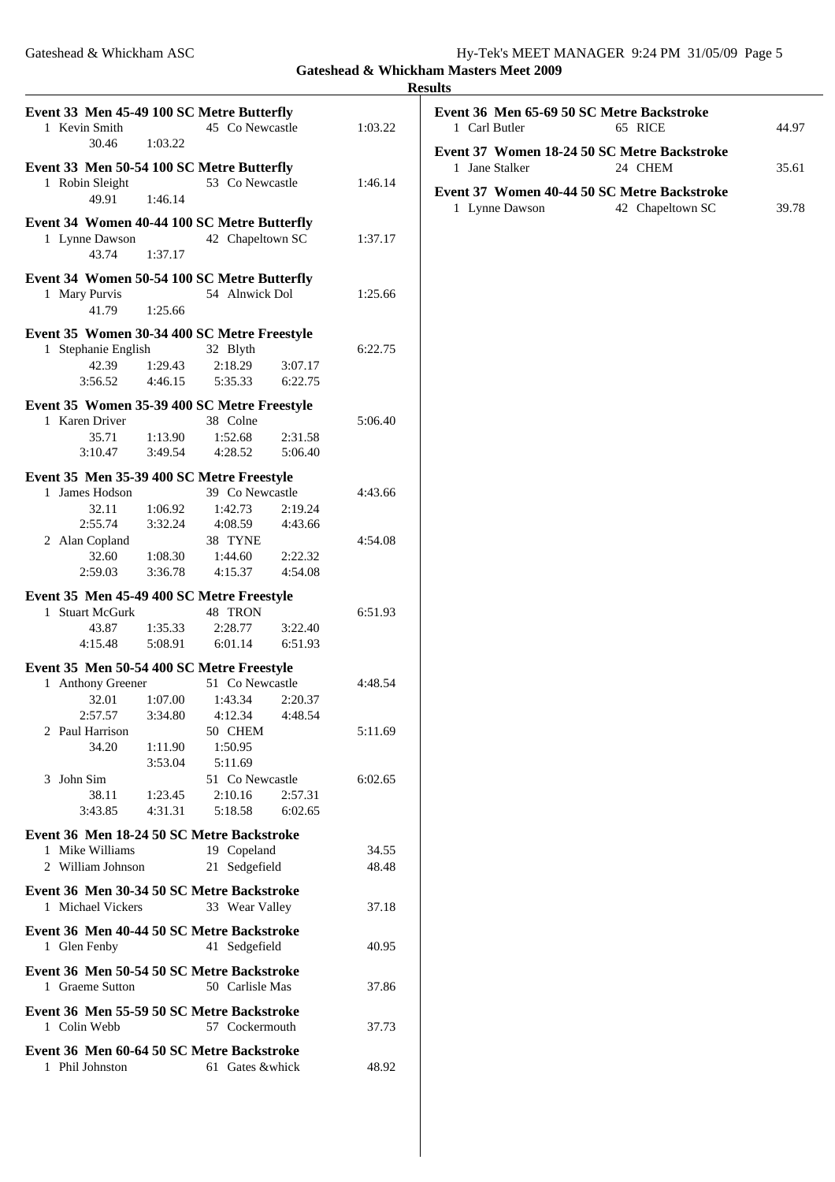**Gateshead & Whickham Masters Meet 2009**

**Results**

### Event 33 Men 45-49 100 SC Metre Butterfly

1 Kevin Smith — 45 Co Newcastle — 1:03.22
30.46 1:03.22

### Event 33 Men 50-54 100 SC Metre Butterfly

1 Robin Sleight — 53 Co Newcastle — 1:46.14
49.91 1:46.14

### Event 34 Women 40-44 100 SC Metre Butterfly

1 Lynne Dawson — 42 Chapeltown SC — 1:37.17
43.74 1:37.17

### Event 34 Women 50-54 100 SC Metre Butterfly

1 Mary Purvis — 54 Alnwick Dol — 1:25.66
41.79 1:25.66

### Event 35 Women 30-34 400 SC Metre Freestyle

1 Stephanie English — 32 Blyth — 6:22.75
42.39 1:29.43 2:18.29 3:07.17
3:56.52 4:46.15 5:35.33 6:22.75

### Event 35 Women 35-39 400 SC Metre Freestyle

1 Karen Driver — 38 Colne — 5:06.40
35.71 1:13.90 1:52.68 2:31.58
3:10.47 3:49.54 4:28.52 5:06.40

### Event 35 Men 35-39 400 SC Metre Freestyle

1 James Hodson — 39 Co Newcastle — 4:43.66
32.11 1:06.92 1:42.73 2:19.24
2:55.74 3:32.24 4:08.59 4:43.66

2 Alan Copland — 38 TYNE — 4:54.08
32.60 1:08.30 1:44.60 2:22.32
2:59.03 3:36.78 4:15.37 4:54.08

### Event 35 Men 45-49 400 SC Metre Freestyle

1 Stuart McGurk — 48 TRON — 6:51.93
43.87 1:35.33 2:28.77 3:22.40
4:15.48 5:08.91 6:01.14 6:51.93

### Event 35 Men 50-54 400 SC Metre Freestyle

1 Anthony Greener — 51 Co Newcastle — 4:48.54
32.01 1:07.00 1:43.34 2:20.37
2:57.57 3:34.80 4:12.34 4:48.54

2 Paul Harrison — 50 CHEM — 5:11.69
34.20 1:11.90 1:50.95
3:53.04 5:11.69

3 John Sim — 51 Co Newcastle — 6:02.65
38.11 1:23.45 2:10.16 2:57.31
3:43.85 4:31.31 5:18.58 6:02.65

### Event 36 Men 18-24 50 SC Metre Backstroke

1 Mike Williams — 19 Copeland — 34.55
2 William Johnson — 21 Sedgefield — 48.48

### Event 36 Men 30-34 50 SC Metre Backstroke

1 Michael Vickers — 33 Wear Valley — 37.18

### Event 36 Men 40-44 50 SC Metre Backstroke

1 Glen Fenby — 41 Sedgefield — 40.95

### Event 36 Men 50-54 50 SC Metre Backstroke

1 Graeme Sutton — 50 Carlisle Mas — 37.86

### Event 36 Men 55-59 50 SC Metre Backstroke

1 Colin Webb — 57 Cockermouth — 37.73

### Event 36 Men 60-64 50 SC Metre Backstroke

1 Phil Johnston — 61 Gates &whick — 48.92

### Event 36 Men 65-69 50 SC Metre Backstroke

1 Carl Butler — 65 RICE — 44.97

### Event 37 Women 18-24 50 SC Metre Backstroke

1 Jane Stalker — 24 CHEM — 35.61

### Event 37 Women 40-44 50 SC Metre Backstroke

1 Lynne Dawson — 42 Chapeltown SC — 39.78